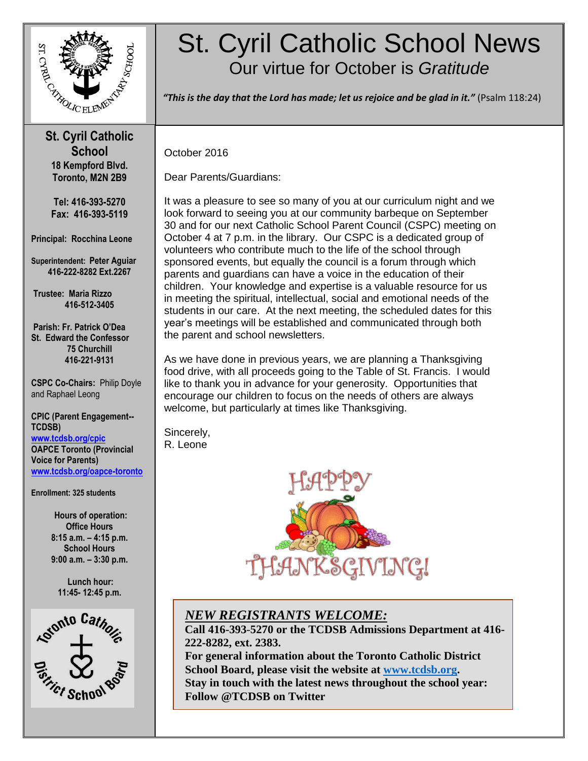# St. Cyril Catholic School News

## Our virtue for October is *Gratitude*

***"This is the day that the Lord has made; let us rejoice and be glad in it."*** (Psalm 118:24)

**St. Cyril Catholic School**
**18 Kempford Blvd.**
**Toronto, M2N 2B9**

**Tel: 416-393-5270**
**Fax: 416-393-5119**

**Principal: Rocchina Leone**

**Superintendent: Peter Aguiar**
**416-222-8282 Ext.2267**

**Trustee: Maria Rizzo**
**416-512-3405**

**Parish: Fr. Patrick O'Dea**
**St. Edward the Confessor**
**75 Churchill**
**416-221-9131**

**CSPC Co-Chairs:** Philip Doyle and Raphael Leong

**CPIC (Parent Engagement--TCDSB)**
**www.tcdsb.org/cpic**
**OAPCE Toronto (Provincial Voice for Parents)**
**www.tcdsb.org/oapce-toronto**

**Enrollment: 325 students**

**Hours of operation:**
**Office Hours**
**8:15 a.m. – 4:15 p.m.**
**School Hours**
**9:00 a.m. – 3:30 p.m.**

**Lunch hour:**
**11:45- 12:45 p.m.**

October 2016

Dear Parents/Guardians:

It was a pleasure to see so many of you at our curriculum night and we look forward to seeing you at our community barbeque on September 30 and for our next Catholic School Parent Council (CSPC) meeting on October 4 at 7 p.m. in the library. Our CSPC is a dedicated group of volunteers who contribute much to the life of the school through sponsored events, but equally the council is a forum through which parents and guardians can have a voice in the education of their children. Your knowledge and expertise is a valuable resource for us in meeting the spiritual, intellectual, social and emotional needs of the students in our care. At the next meeting, the scheduled dates for this year's meetings will be established and communicated through both the parent and school newsletters.

As we have done in previous years, we are planning a Thanksgiving food drive, with all proceeds going to the Table of St. Francis. I would like to thank you in advance for your generosity. Opportunities that encourage our children to focus on the needs of others are always welcome, but particularly at times like Thanksgiving.

Sincerely,
R. Leone

HAPPY THANKSGIVING!

***NEW REGISTRANTS WELCOME:***

**Call 416-393-5270 or the TCDSB Admissions Department at 416-222-8282, ext. 2383.**
**For general information about the Toronto Catholic District School Board, please visit the website at www.tcdsb.org.**
**Stay in touch with the latest news throughout the school year: Follow @TCDSB on Twitter**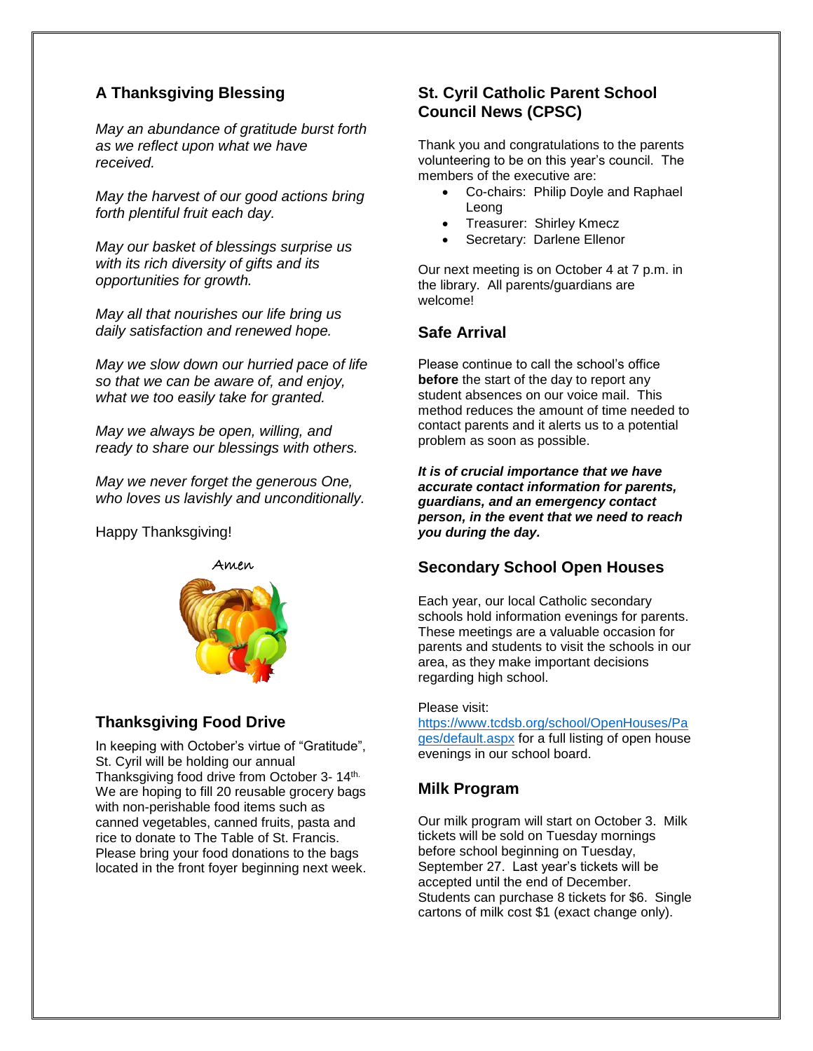## A Thanksgiving Blessing

*May an abundance of gratitude burst forth as we reflect upon what we have received.*

*May the harvest of our good actions bring forth plentiful fruit each day.*

*May our basket of blessings surprise us with its rich diversity of gifts and its opportunities for growth.*

*May all that nourishes our life bring us daily satisfaction and renewed hope.*

*May we slow down our hurried pace of life so that we can be aware of, and enjoy, what we too easily take for granted.*

*May we always be open, willing, and ready to share our blessings with others.*

*May we never forget the generous One, who loves us lavishly and unconditionally.*

Happy Thanksgiving!

Amen

## Thanksgiving Food Drive

In keeping with October's virtue of "Gratitude", St. Cyril will be holding our annual Thanksgiving food drive from October 3- 14th. We are hoping to fill 20 reusable grocery bags with non-perishable food items such as canned vegetables, canned fruits, pasta and rice to donate to The Table of St. Francis. Please bring your food donations to the bags located in the front foyer beginning next week.

## St. Cyril Catholic Parent School Council News (CPSC)

Thank you and congratulations to the parents volunteering to be on this year's council. The members of the executive are:

- Co-chairs: Philip Doyle and Raphael Leong
- Treasurer: Shirley Kmecz
- Secretary: Darlene Ellenor

Our next meeting is on October 4 at 7 p.m. in the library. All parents/guardians are welcome!

## Safe Arrival

Please continue to call the school's office **before** the start of the day to report any student absences on our voice mail. This method reduces the amount of time needed to contact parents and it alerts us to a potential problem as soon as possible.

***It is of crucial importance that we have accurate contact information for parents, guardians, and an emergency contact person, in the event that we need to reach you during the day.***

## Secondary School Open Houses

Each year, our local Catholic secondary schools hold information evenings for parents. These meetings are a valuable occasion for parents and students to visit the schools in our area, as they make important decisions regarding high school.

Please visit: https://www.tcdsb.org/school/OpenHouses/Pages/default.aspx for a full listing of open house evenings in our school board.

## Milk Program

Our milk program will start on October 3. Milk tickets will be sold on Tuesday mornings before school beginning on Tuesday, September 27. Last year's tickets will be accepted until the end of December. Students can purchase 8 tickets for $6. Single cartons of milk cost $1 (exact change only).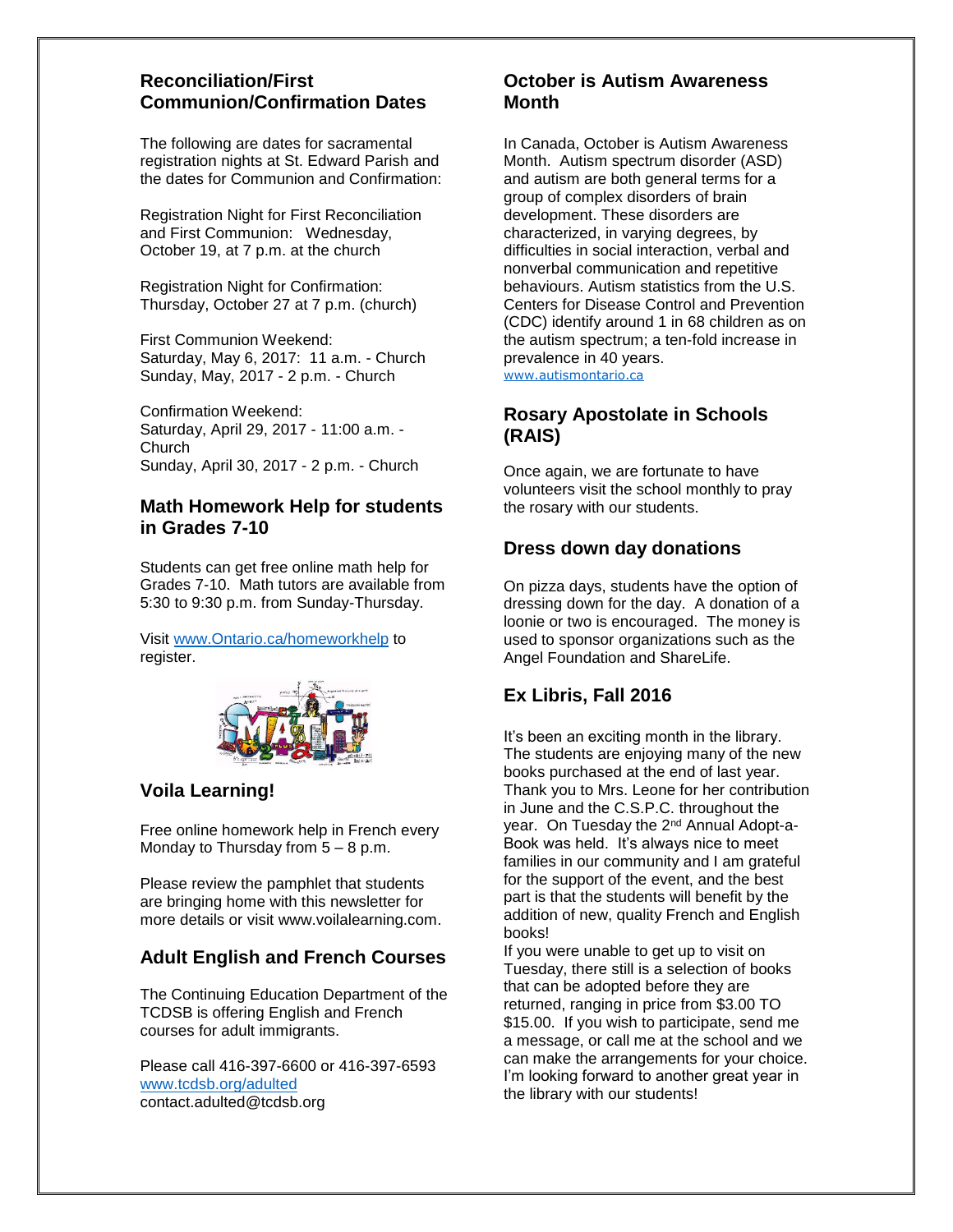## Reconciliation/First Communion/Confirmation Dates

The following are dates for sacramental registration nights at St. Edward Parish and the dates for Communion and Confirmation:

Registration Night for First Reconciliation and First Communion: Wednesday, October 19, at 7 p.m. at the church

Registration Night for Confirmation: Thursday, October 27 at 7 p.m. (church)

First Communion Weekend:
Saturday, May 6, 2017: 11 a.m. - Church
Sunday, May, 2017 - 2 p.m. - Church

Confirmation Weekend:
Saturday, April 29, 2017 - 11:00 a.m. - Church
Sunday, April 30, 2017 - 2 p.m. - Church

## Math Homework Help for students in Grades 7-10

Students can get free online math help for Grades 7-10. Math tutors are available from 5:30 to 9:30 p.m. from Sunday-Thursday.

Visit www.Ontario.ca/homeworkhelp to register.

## Voila Learning!

Free online homework help in French every Monday to Thursday from 5 – 8 p.m.

Please review the pamphlet that students are bringing home with this newsletter for more details or visit www.voilalearning.com.

## Adult English and French Courses

The Continuing Education Department of the TCDSB is offering English and French courses for adult immigrants.

Please call 416-397-6600 or 416-397-6593
www.tcdsb.org/adulted
contact.adulted@tcdsb.org

## October is Autism Awareness Month

In Canada, October is Autism Awareness Month. Autism spectrum disorder (ASD) and autism are both general terms for a group of complex disorders of brain development. These disorders are characterized, in varying degrees, by difficulties in social interaction, verbal and nonverbal communication and repetitive behaviours. Autism statistics from the U.S. Centers for Disease Control and Prevention (CDC) identify around 1 in 68 children as on the autism spectrum; a ten-fold increase in prevalence in 40 years.
www.autismontario.ca

## Rosary Apostolate in Schools (RAIS)

Once again, we are fortunate to have volunteers visit the school monthly to pray the rosary with our students.

## Dress down day donations

On pizza days, students have the option of dressing down for the day. A donation of a loonie or two is encouraged. The money is used to sponsor organizations such as the Angel Foundation and ShareLife.

## Ex Libris, Fall 2016

It's been an exciting month in the library. The students are enjoying many of the new books purchased at the end of last year. Thank you to Mrs. Leone for her contribution in June and the C.S.P.C. throughout the year. On Tuesday the 2nd Annual Adopt-a-Book was held. It's always nice to meet families in our community and I am grateful for the support of the event, and the best part is that the students will benefit by the addition of new, quality French and English books!

If you were unable to get up to visit on Tuesday, there still is a selection of books that can be adopted before they are returned, ranging in price from $3.00 TO $15.00. If you wish to participate, send me a message, or call me at the school and we can make the arrangements for your choice. I'm looking forward to another great year in the library with our students!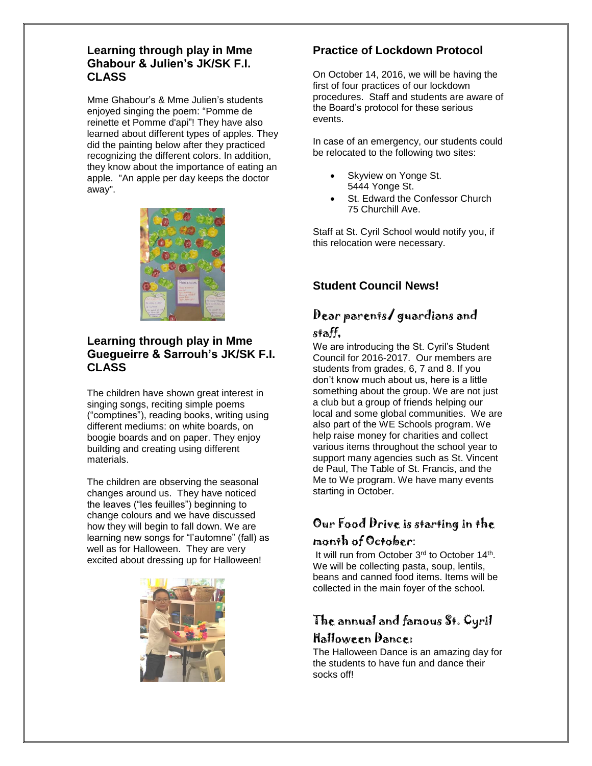## Learning through play in Mme Ghabour & Julien's JK/SK F.I. CLASS

Mme Ghabour's & Mme Julien's students enjoyed singing the poem: "Pomme de reinette et Pomme d'api"! They have also learned about different types of apples. They did the painting below after they practiced recognizing the different colors. In addition, they know about the importance of eating an apple. "An apple per day keeps the doctor away".

## Learning through play in Mme Guegueirre & Sarrouh's JK/SK F.I. CLASS

The children have shown great interest in singing songs, reciting simple poems ("comptines"), reading books, writing using different mediums: on white boards, on boogie boards and on paper. They enjoy building and creating using different materials.

The children are observing the seasonal changes around us. They have noticed the leaves ("les feuilles") beginning to change colours and we have discussed how they will begin to fall down. We are learning new songs for "l'automne" (fall) as well as for Halloween. They are very excited about dressing up for Halloween!

## Practice of Lockdown Protocol

On October 14, 2016, we will be having the first of four practices of our lockdown procedures. Staff and students are aware of the Board's protocol for these serious events.

In case of an emergency, our students could be relocated to the following two sites:

- Skyview on Yonge St.
  5444 Yonge St.
- St. Edward the Confessor Church
  75 Churchill Ave.

Staff at St. Cyril School would notify you, if this relocation were necessary.

## Student Council News!

### Dear parents/ guardians and staff,

We are introducing the St. Cyril's Student Council for 2016-2017. Our members are students from grades, 6, 7 and 8. If you don't know much about us, here is a little something about the group. We are not just a club but a group of friends helping our local and some global communities. We are also part of the WE Schools program. We help raise money for charities and collect various items throughout the school year to support many agencies such as St. Vincent de Paul, The Table of St. Francis, and the Me to We program. We have many events starting in October.

### Our Food Drive is starting in the month of October:

It will run from October 3rd to October 14th. We will be collecting pasta, soup, lentils, beans and canned food items. Items will be collected in the main foyer of the school.

### The annual and famous St. Cyril Halloween Dance:

The Halloween Dance is an amazing day for the students to have fun and dance their socks off!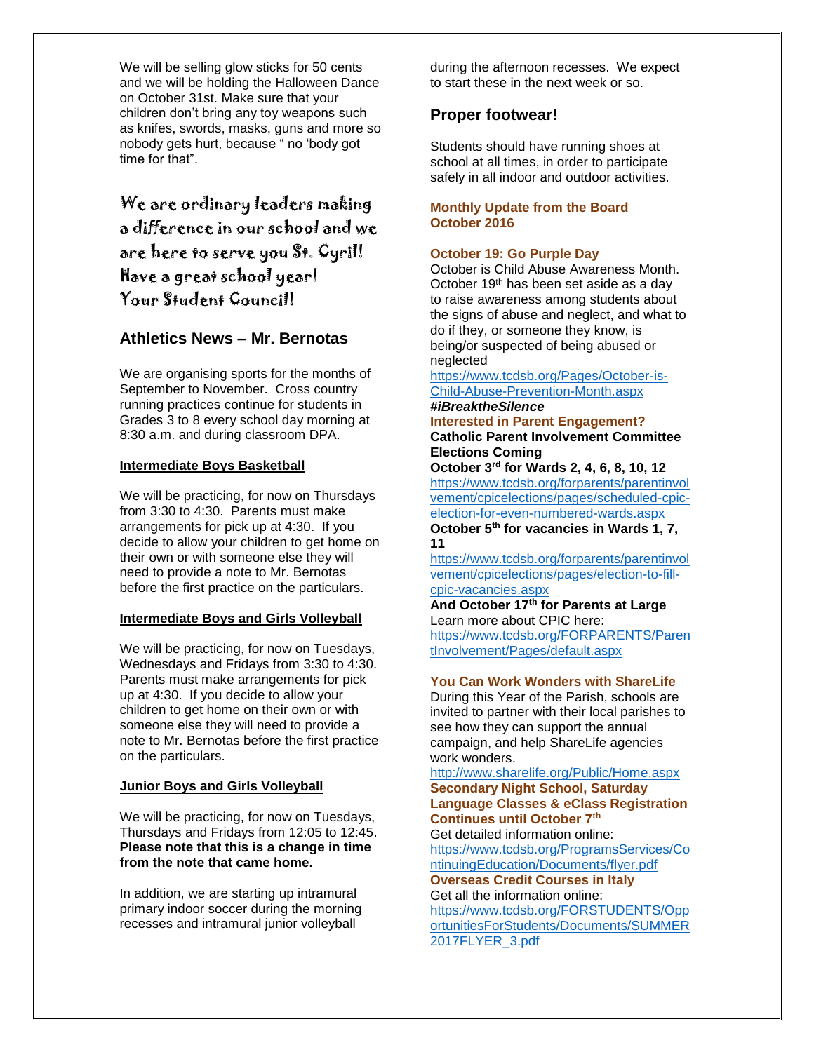We will be selling glow sticks for 50 cents and we will be holding the Halloween Dance on October 31st. Make sure that your children don't bring any toy weapons such as knifes, swords, masks, guns and more so nobody gets hurt, because " no 'body got time for that".

We are ordinary leaders making a difference in our school and we are here to serve you St. Cyril!
Have a great school year!
Your Student Council!

## Athletics News – Mr. Bernotas

We are organising sports for the months of September to November. Cross country running practices continue for students in Grades 3 to 8 every school day morning at 8:30 a.m. and during classroom DPA.

**Intermediate Boys Basketball**

We will be practicing, for now on Thursdays from 3:30 to 4:30. Parents must make arrangements for pick up at 4:30. If you decide to allow your children to get home on their own or with someone else they will need to provide a note to Mr. Bernotas before the first practice on the particulars.

**Intermediate Boys and Girls Volleyball**

We will be practicing, for now on Tuesdays, Wednesdays and Fridays from 3:30 to 4:30. Parents must make arrangements for pick up at 4:30. If you decide to allow your children to get home on their own or with someone else they will need to provide a note to Mr. Bernotas before the first practice on the particulars.

**Junior Boys and Girls Volleyball**

We will be practicing, for now on Tuesdays, Thursdays and Fridays from 12:05 to 12:45. **Please note that this is a change in time from the note that came home.**

In addition, we are starting up intramural primary indoor soccer during the morning recesses and intramural junior volleyball during the afternoon recesses. We expect to start these in the next week or so.

## Proper footwear!

Students should have running shoes at school at all times, in order to participate safely in all indoor and outdoor activities.

**Monthly Update from the Board October 2016**

**October 19: Go Purple Day**
October is Child Abuse Awareness Month. October 19th has been set aside as a day to raise awareness among students about the signs of abuse and neglect, and what to do if they, or someone they know, is being/or suspected of being abused or neglected
https://www.tcdsb.org/Pages/October-is-Child-Abuse-Prevention-Month.aspx
***#iBreaktheSilence***

**Interested in Parent Engagement?**
**Catholic Parent Involvement Committee Elections Coming**
**October 3rd for Wards 2, 4, 6, 8, 10, 12**
https://www.tcdsb.org/forparents/parentinvolvement/cpicelections/pages/scheduled-cpic-election-for-even-numbered-wards.aspx
**October 5th for vacancies in Wards 1, 7, 11**
https://www.tcdsb.org/forparents/parentinvolvement/cpicelections/pages/election-to-fill-cpic-vacancies.aspx
**And October 17th for Parents at Large**
Learn more about CPIC here:
https://www.tcdsb.org/FORPARENTS/ParentInvolvement/Pages/default.aspx

**You Can Work Wonders with ShareLife**
During this Year of the Parish, schools are invited to partner with their local parishes to see how they can support the annual campaign, and help ShareLife agencies work wonders.
http://www.sharelife.org/Public/Home.aspx

**Secondary Night School, Saturday Language Classes & eClass Registration Continues until October 7th**
Get detailed information online:
https://www.tcdsb.org/ProgramsServices/ContinuingEducation/Documents/flyer.pdf

**Overseas Credit Courses in Italy**
Get all the information online:
https://www.tcdsb.org/FORSTUDENTS/OpportunitiesForStudents/Documents/SUMMER2017FLYER_3.pdf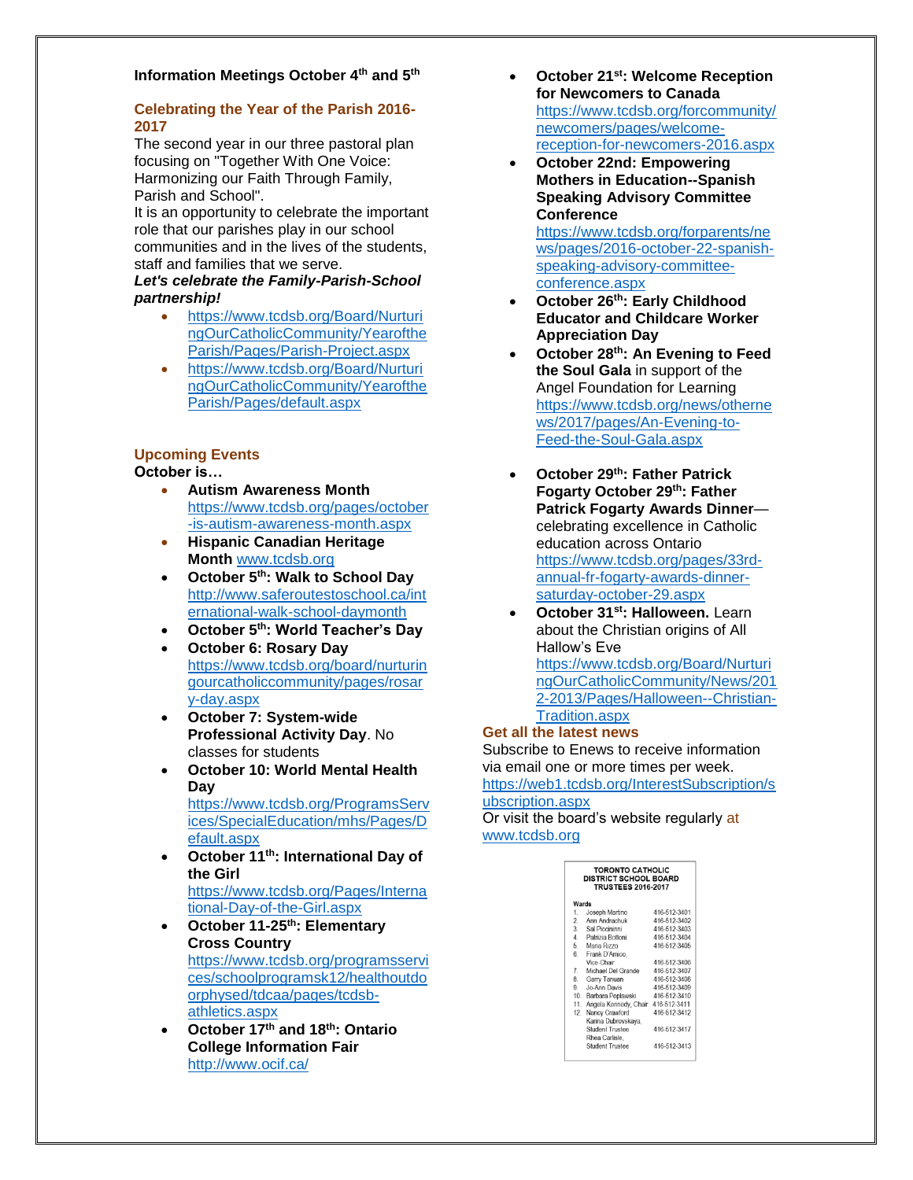**Information Meetings October 4th and 5th**

## Celebrating the Year of the Parish 2016-2017

The second year in our three pastoral plan focusing on "Together With One Voice: Harmonizing our Faith Through Family, Parish and School".

It is an opportunity to celebrate the important role that our parishes play in our school communities and in the lives of the students, staff and families that we serve.

***Let's celebrate the Family-Parish-School partnership!***

- https://www.tcdsb.org/Board/NurturingOurCatholicCommunity/YearoftheParish/Pages/Parish-Project.aspx
- https://www.tcdsb.org/Board/NurturingOurCatholicCommunity/YearoftheParish/Pages/default.aspx

## Upcoming Events

**October is…**

- **Autism Awareness Month** https://www.tcdsb.org/pages/october-is-autism-awareness-month.aspx
- **Hispanic Canadian Heritage Month** www.tcdsb.org
- **October 5th: Walk to School Day** http://www.saferoutestoschool.ca/international-walk-school-daymonth
- **October 5th: World Teacher's Day**
- **October 6: Rosary Day** https://www.tcdsb.org/board/nurturingourcatholiccommunity/pages/rosary-day.aspx
- **October 7: System-wide Professional Activity Day**. No classes for students
- **October 10: World Mental Health Day** https://www.tcdsb.org/ProgramsServices/SpecialEducation/mhs/Pages/Default.aspx
- **October 11th: International Day of the Girl** https://www.tcdsb.org/Pages/International-Day-of-the-Girl.aspx
- **October 11-25th: Elementary Cross Country** https://www.tcdsb.org/programsservices/schoolprogramsk12/healthoutdoorphysed/tdcaa/pages/tcdsb-athletics.aspx
- **October 17th and 18th: Ontario College Information Fair** http://www.ocif.ca/
- **October 21st: Welcome Reception for Newcomers to Canada** https://www.tcdsb.org/forcommunity/newcomers/pages/welcome-reception-for-newcomers-2016.aspx
- **October 22nd: Empowering Mothers in Education--Spanish Speaking Advisory Committee Conference** https://www.tcdsb.org/forparents/news/pages/2016-october-22-spanish-speaking-advisory-committee-conference.aspx
- **October 26th: Early Childhood Educator and Childcare Worker Appreciation Day**
- **October 28th: An Evening to Feed the Soul Gala** in support of the Angel Foundation for Learning https://www.tcdsb.org/news/othernews/2017/pages/An-Evening-to-Feed-the-Soul-Gala.aspx
- **October 29th: Father Patrick Fogarty October 29th: Father Patrick Fogarty Awards Dinner**—celebrating excellence in Catholic education across Ontario https://www.tcdsb.org/pages/33rd-annual-fr-fogarty-awards-dinner-saturday-october-29.aspx
- **October 31st: Halloween.** Learn about the Christian origins of All Hallow's Eve https://www.tcdsb.org/Board/NurturingOurCatholicCommunity/News/2012-2013/Pages/Halloween--Christian-Tradition.aspx

## Get all the latest news

Subscribe to Enews to receive information via email one or more times per week. https://web1.tcdsb.org/InterestSubscription/subscription.aspx

Or visit the board's website regularly at www.tcdsb.org

**TORONTO CATHOLIC DISTRICT SCHOOL BOARD TRUSTEES 2016-2017**

| Wards | | |
|---|---|---|
| 1. | Joseph Martino | 416-512-3401 |
| 2. | Ann Andrachuk | 416-512-3402 |
| 3. | Sal Piccininni | 416-512-3403 |
| 4. | Patrizia Bottoni | 416-512-3404 |
| 5. | Maria Rizzo | 416-512-3405 |
| 6. | Frank D'Amico, Vice-Chair | 416-512-3406 |
| 7. | Michael Del Grande | 416-512-3407 |
| 8. | Garry Tanuan | 416-512-3408 |
| 9. | Jo-Ann Davis | 416-512-3409 |
| 10. | Barbara Poplawski | 416-512-3410 |
| 11. | Angela Kennedy, Chair | 416-512-3411 |
| 12. | Nancy Crawford | 416-512-3412 |
| | Karina Dubrovskaya, Student Trustee | 416-512-3417 |
| | Rhea Carlisle, Student Trustee | 416-512-3413 |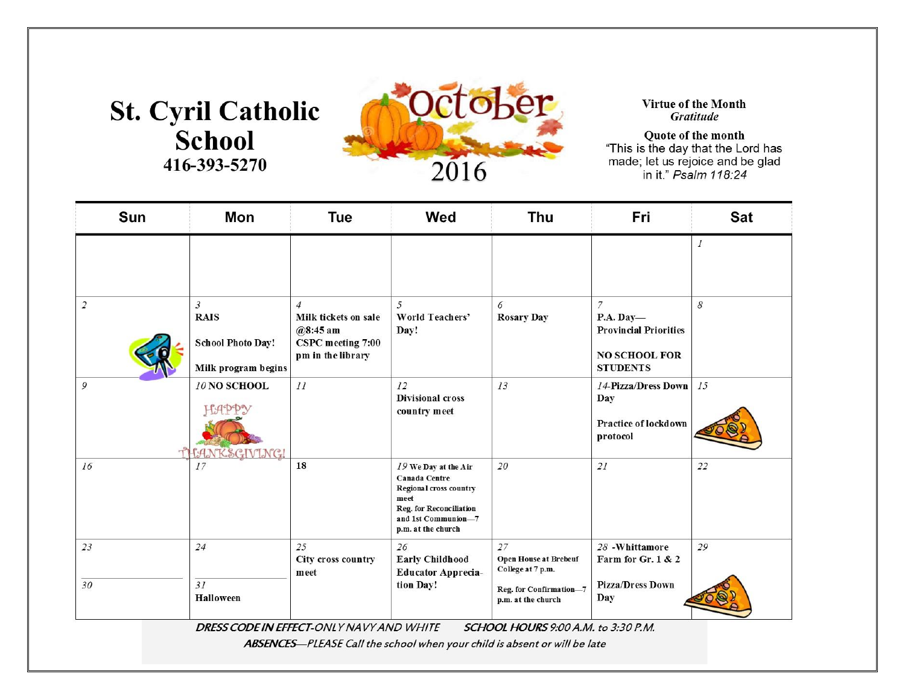# St. Cyril Catholic School

**416-393-5270**

October 2016

**Virtue of the Month**
*Gratitude*

**Quote of the month**
"This is the day that the Lord has made; let us rejoice and be glad in it." *Psalm 118:24*

| Sun | Mon | Tue | Wed | Thu | Fri | Sat |
|---|---|---|---|---|---|---|
| | | | | | | 1 |
| 2 | 3 RAIS<br><br>School Photo Day!<br><br>Milk program begins | 4 Milk tickets on sale @8:45 am<br>CSPC meeting 7:00 pm in the library | 5 World Teachers' Day! | 6 Rosary Day | 7 P.A. Day—Provincial Priorities<br><br>NO SCHOOL FOR STUDENTS | 8 |
| 9 | 10 NO SCHOOL<br><br>HAPPY THANKSGIVING! | 11 | 12 Divisional cross country meet | 13 | 14-Pizza/Dress Down Day<br><br>Practice of lockdown protocol | 15 |
| 16 | 17 | 18 | 19 We Day at the Air Canada Centre<br>Regional cross country meet<br>Reg. for Reconciliation and 1st Communion—7 p.m. at the church | 20 | 21 | 22 |
| 23<br><br>30 | 24<br><br>31 Halloween | 25 City cross country meet | 26 Early Childhood Educator Appreciation Day! | 27 Open House at Brebeuf College at 7 p.m.<br><br>Reg. for Confirmation—7 p.m. at the church | 28 -Whittamore Farm for Gr. 1 & 2<br><br>Pizza/Dress Down Day | 29 |

***DRESS CODE IN EFFECT**-ONLY NAVY AND WHITE*  ***SCHOOL HOURS** 9:00 A.M. to 3:30 P.M.*

***ABSENCES**—PLEASE Call the school when your child is absent or will be late*